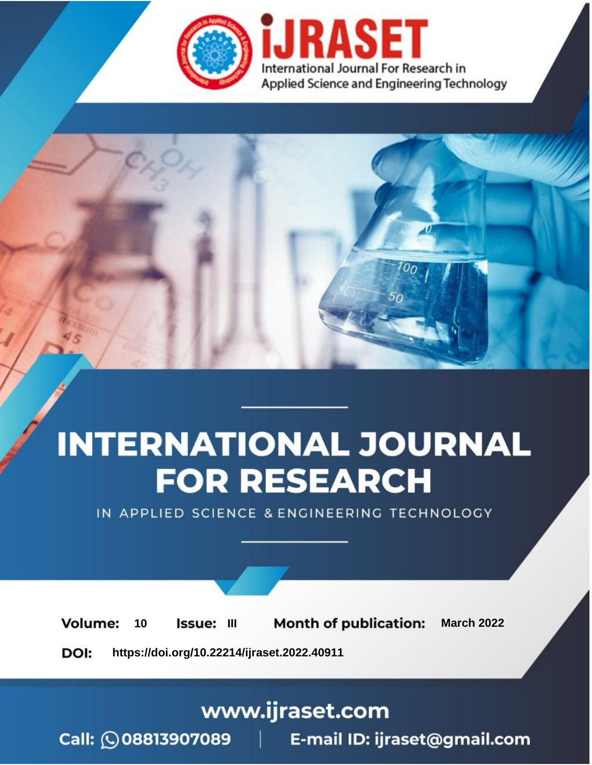iJRASET

International Journal For Research in Applied Science and Engineering Technology

# INTERNATIONAL JOURNAL FOR RESEARCH

IN APPLIED SCIENCE & ENGINEERING TECHNOLOGY

**Volume:** 10 **Issue:** III **Month of publication:** March 2022

**DOI:** https://doi.org/10.22214/ijraset.2022.40911

www.ijraset.com

Call: 08813907089 | E-mail ID: ijraset@gmail.com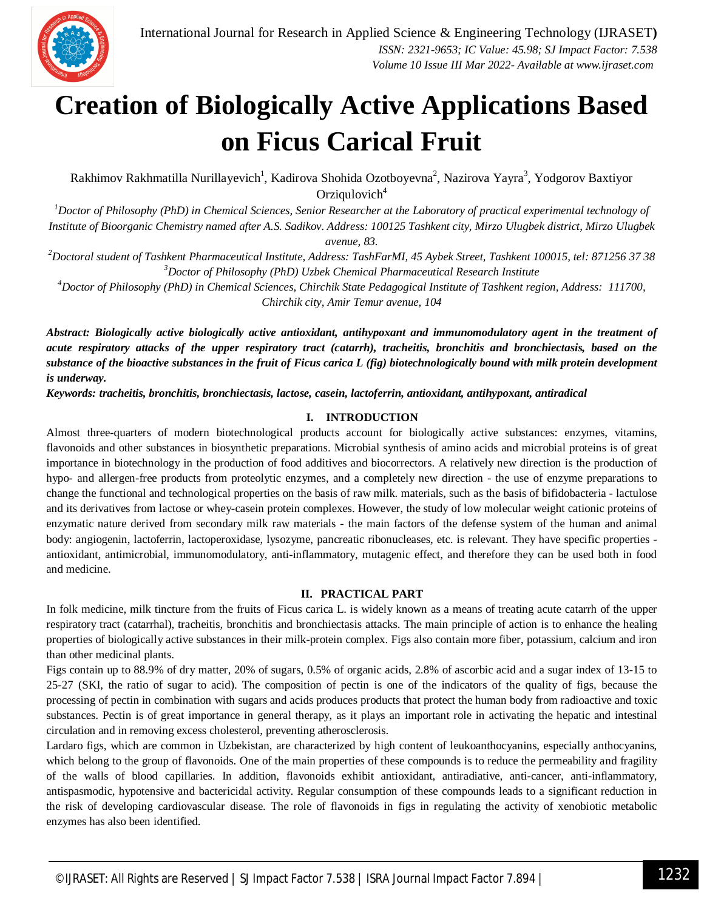# Creation of Biologically Active Applications Based on Ficus Carical Fruit

Rakhimov Rakhmatilla Nurillayevich[1], Kadirova Shohida Ozotboyevna[2], Nazirova Yayra[3], Yodgorov Baxtiyor Orziqulovich[4]

[1]*Doctor of Philosophy (PhD) in Chemical Sciences, Senior Researcher at the Laboratory of practical experimental technology of Institute of Bioorganic Chemistry named after A.S. Sadikov. Address: 100125 Tashkent city, Mirzo Ulugbek district, Mirzo Ulugbek avenue, 83.*

[2]*Doctoral student of Tashkent Pharmaceutical Institute, Address: TashFarMI, 45 Aybek Street, Tashkent 100015, tel: 871256 37 38*

[3]*Doctor of Philosophy (PhD) Uzbek Chemical Pharmaceutical Research Institute*

[4]*Doctor of Philosophy (PhD) in Chemical Sciences, Chirchik State Pedagogical Institute of Tashkent region, Address: 111700, Chirchik city, Amir Temur avenue, 104*

***Abstract: Biologically active biologically active antioxidant, antihypoxant and immunomodulatory agent in the treatment of acute respiratory attacks of the upper respiratory tract (catarrh), tracheitis, bronchitis and bronchiectasis, based on the substance of the bioactive substances in the fruit of Ficus carica L (fig) biotechnologically bound with milk protein development is underway.***

***Keywords: tracheitis, bronchitis, bronchiectasis, lactose, casein, lactoferrin, antioxidant, antihypoxant, antiradical***

## I. INTRODUCTION

Almost three-quarters of modern biotechnological products account for biologically active substances: enzymes, vitamins, flavonoids and other substances in biosynthetic preparations. Microbial synthesis of amino acids and microbial proteins is of great importance in biotechnology in the production of food additives and biocorrectors. A relatively new direction is the production of hypo- and allergen-free products from proteolytic enzymes, and a completely new direction - the use of enzyme preparations to change the functional and technological properties on the basis of raw milk. materials, such as the basis of bifidobacteria - lactulose and its derivatives from lactose or whey-casein protein complexes. However, the study of low molecular weight cationic proteins of enzymatic nature derived from secondary milk raw materials - the main factors of the defense system of the human and animal body: angiogenin, lactoferrin, lactoperoxidase, lysozyme, pancreatic ribonucleases, etc. is relevant. They have specific properties - antioxidant, antimicrobial, immunomodulatory, anti-inflammatory, mutagenic effect, and therefore they can be used both in food and medicine.

## II. PRACTICAL PART

In folk medicine, milk tincture from the fruits of Ficus carica L. is widely known as a means of treating acute catarrh of the upper respiratory tract (catarrhal), tracheitis, bronchitis and bronchiectasis attacks. The main principle of action is to enhance the healing properties of biologically active substances in their milk-protein complex. Figs also contain more fiber, potassium, calcium and iron than other medicinal plants.

Figs contain up to 88.9% of dry matter, 20% of sugars, 0.5% of organic acids, 2.8% of ascorbic acid and a sugar index of 13-15 to 25-27 (SKI, the ratio of sugar to acid). The composition of pectin is one of the indicators of the quality of figs, because the processing of pectin in combination with sugars and acids produces products that protect the human body from radioactive and toxic substances. Pectin is of great importance in general therapy, as it plays an important role in activating the hepatic and intestinal circulation and in removing excess cholesterol, preventing atherosclerosis.

Lardaro figs, which are common in Uzbekistan, are characterized by high content of leukoanthocyanins, especially anthocyanins, which belong to the group of flavonoids. One of the main properties of these compounds is to reduce the permeability and fragility of the walls of blood capillaries. In addition, flavonoids exhibit antioxidant, antiradiative, anti-cancer, anti-inflammatory, antispasmodic, hypotensive and bactericidal activity. Regular consumption of these compounds leads to a significant reduction in the risk of developing cardiovascular disease. The role of flavonoids in figs in regulating the activity of xenobiotic metabolic enzymes has also been identified.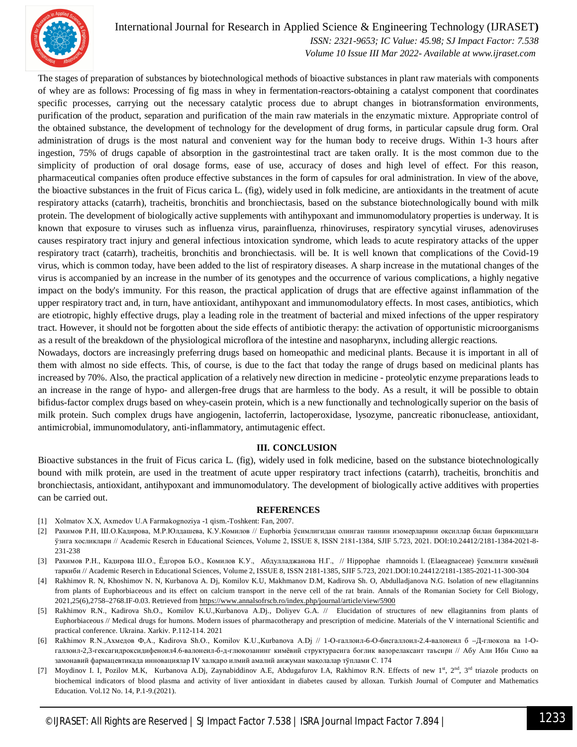The stages of preparation of substances by biotechnological methods of bioactive substances in plant raw materials with components of whey are as follows: Processing of fig mass in whey in fermentation-reactors-obtaining a catalyst component that coordinates specific processes, carrying out the necessary catalytic process due to abrupt changes in biotransformation environments, purification of the product, separation and purification of the main raw materials in the enzymatic mixture. Appropriate control of the obtained substance, the development of technology for the development of drug forms, in particular capsule drug form. Oral administration of drugs is the most natural and convenient way for the human body to receive drugs. Within 1-3 hours after ingestion, 75% of drugs capable of absorption in the gastrointestinal tract are taken orally. It is the most common due to the simplicity of production of oral dosage forms, ease of use, accuracy of doses and high level of effect. For this reason, pharmaceutical companies often produce effective substances in the form of capsules for oral administration. In view of the above, the bioactive substances in the fruit of Ficus carica L. (fig), widely used in folk medicine, are antioxidants in the treatment of acute respiratory attacks (catarrh), tracheitis, bronchitis and bronchiectasis, based on the substance biotechnologically bound with milk protein. The development of biologically active supplements with antihypoxant and immunomodulatory properties is underway. It is known that exposure to viruses such as influenza virus, parainfluenza, rhinoviruses, respiratory syncytial viruses, adenoviruses causes respiratory tract injury and general infectious intoxication syndrome, which leads to acute respiratory attacks of the upper respiratory tract (catarrh), tracheitis, bronchitis and bronchiectasis. will be. It is well known that complications of the Covid-19 virus, which is common today, have been added to the list of respiratory diseases. A sharp increase in the mutational changes of the virus is accompanied by an increase in the number of its genotypes and the occurrence of various complications, a highly negative impact on the body's immunity. For this reason, the practical application of drugs that are effective against inflammation of the upper respiratory tract and, in turn, have antioxidant, antihypoxant and immunomodulatory effects. In most cases, antibiotics, which are etiotropic, highly effective drugs, play a leading role in the treatment of bacterial and mixed infections of the upper respiratory tract. However, it should not be forgotten about the side effects of antibiotic therapy: the activation of opportunistic microorganisms as a result of the breakdown of the physiological microflora of the intestine and nasopharynx, including allergic reactions.

Nowadays, doctors are increasingly preferring drugs based on homeopathic and medicinal plants. Because it is important in all of them with almost no side effects. This, of course, is due to the fact that today the range of drugs based on medicinal plants has increased by 70%. Also, the practical application of a relatively new direction in medicine - proteolytic enzyme preparations leads to an increase in the range of hypo- and allergen-free drugs that are harmless to the body. As a result, it will be possible to obtain bifidus-factor complex drugs based on whey-casein protein, which is a new functionally and technologically superior on the basis of milk protein. Such complex drugs have angiogenin, lactoferrin, lactoperoxidase, lysozyme, pancreatic ribonuclease, antioxidant, antimicrobial, immunomodulatory, anti-inflammatory, antimutagenic effect.

## III. CONCLUSION

Bioactive substances in the fruit of Ficus carica L. (fig), widely used in folk medicine, based on the substance biotechnologically bound with milk protein, are used in the treatment of acute upper respiratory tract infections (catarrh), tracheitis, bronchitis and bronchiectasis, antioxidant, antihypoxant and immunomodulatory. The development of biologically active additives with properties can be carried out.

## REFERENCES

[1] Xolmatov X.X, Axmedov U.A Farmakognoziya -1 qism.-Toshkent: Fan, 2007.

[2] Рахимов Р.Н, Ш.О.Кадирова, М.Р.Юлдашева, К.У.Комилов // Euphorbia ўсимлигидан олинган таннин изомерларини оқсиллар билан бирикишдаги ўзига хосликлари // Academic Reserch in Educational Sciences, Volume 2, ISSUE 8, ISSN 2181-1384, SJIF 5.723, 2021. DOI:10.24412/2181-1384-2021-8-231-238

[3] Рахимов Р.Н., Кадирова Ш.О., Ёдгоров Б.О., Комилов К.У., Абдулладжанова Н.Г., // Hippophae rhamnoids l. (Elaeagnaceae) ўсимлиги кимёвий таркиби // Academic Reserch in Educational Sciences, Volume 2, ISSUE 8, ISSN 2181-1385, SJIF 5.723, 2021.DOI:10.24412/2181-1385-2021-11-300-304

[4] Rakhimov R. N, Khoshimov N. N, Kurbanova A. Dj, Komilov K.U, Makhmanov D.M, Kadirova Sh. O, Abdulladjanova N.G. Isolation of new ellagitannins from plants of Euphorbiaceous and its effect on calcium transport in the nerve cell of the rat brain. Annals of the Romanian Society for Cell Biology, 2021,25(6),2758–2768.IF-0.03. Retrieved from https://www.annalsofrscb.ro/index.php/journal/article/view/5900

[5] Rakhimov R.N., Kadirova Sh.O., Komilov K.U.,Kurbanova A.Dj., Doliyev G.A. // Elucidation of structures of new ellagitannins from plants of Euphorbiaceous // Medical drugs for humons. Modern issues of pharmacotherapy and prescription of medicine. Materials of the V international Scientific and practical conference. Ukraina. Xarkiv. P.112-114. 2021

[6] Rakhimov R.N.,Ахмедов Ф,А., Kadirova Sh.O., Komilov K.U.,Kurbanova A.Dj // 1-О-галлоил-6-О-бисгаллоил-2.4-валонеил б –Д-глюкоза ва 1-О-галлоил-2,3-гексагидроксидифеноил4.6-валонеил-б-д-глюкозанинг кимёвий структурасига боглик вазорелаксант таъсири // Абу Али Ибн Сино ва замонавий фармацевтикада инновациялар IV халкаро илмий амалий анжуман мақолалар тўплами С. 174

[7] Moydinov I. I, Pozilov M.K, Kurbanova A.Dj, Zaynabiddinov A.E, Abdugafurov I.A, Rakhimov R.N. Effects of new 1st, 2nd, 3rd triazole products on biochemical indicators of blood plasma and activity of liver antioxidant in diabetes caused by alloxan. Turkish Journal of Computer and Mathematics Education. Vol.12 No. 14, P.1-9.(2021).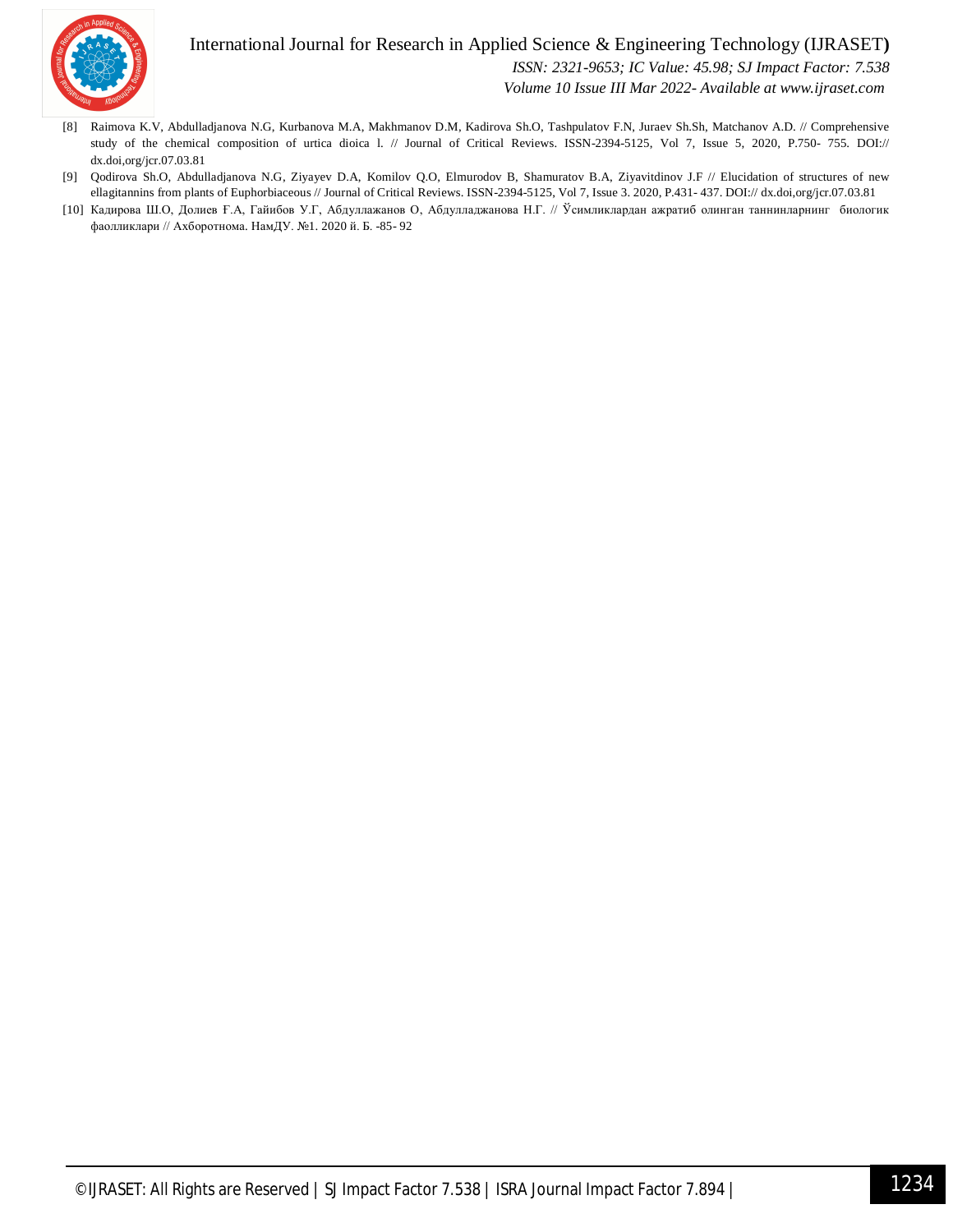[8] Raimova K.V, Abdulladjanova N.G, Kurbanova M.A, Makhmanov D.M, Kadirova Sh.O, Tashpulatov F.N, Juraev Sh.Sh, Matchanov A.D. // Comprehensive study of the chemical composition of urtica dioica l. // Journal of Critical Reviews. ISSN-2394-5125, Vol 7, Issue 5, 2020, P.750- 755. DOI:// dx.doi,org/jcr.07.03.81

[9] Qodirova Sh.O, Abdulladjanova N.G, Ziyayev D.A, Komilov Q.O, Elmurodov B, Shamuratov B.A, Ziyavitdinov J.F // Elucidation of structures of new ellagitannins from plants of Euphorbiaceous // Journal of Critical Reviews. ISSN-2394-5125, Vol 7, Issue 3. 2020, P.431- 437. DOI:// dx.doi,org/jcr.07.03.81

[10] Кадирова Ш.О, Долиев Ғ.А, Гайибов У.Г, Абдуллажанов О, Абдулладжанова Н.Г. // Ўсимликлардан ажратиб олинган таннинларнинг биологик фаолликлари // Ахборотнома. НамДУ. №1. 2020 й. Б. -85- 92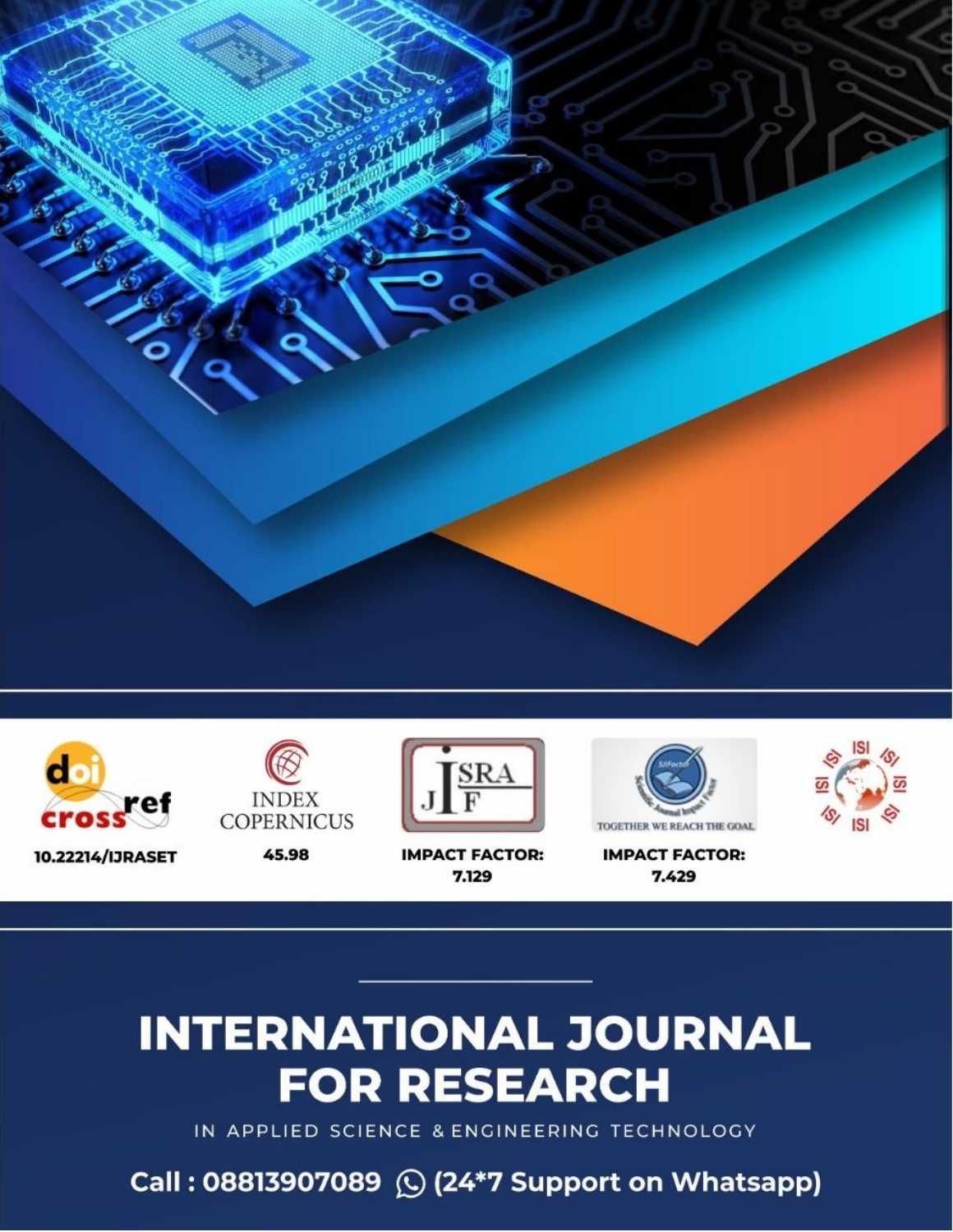10.22214/IJRASET

INDEX COPERNICUS

45.98

IMPACT FACTOR: 7.129

IMPACT FACTOR: 7.429

# INTERNATIONAL JOURNAL FOR RESEARCH

IN APPLIED SCIENCE & ENGINEERING TECHNOLOGY

Call : 08813907089 (24*7 Support on Whatsapp)